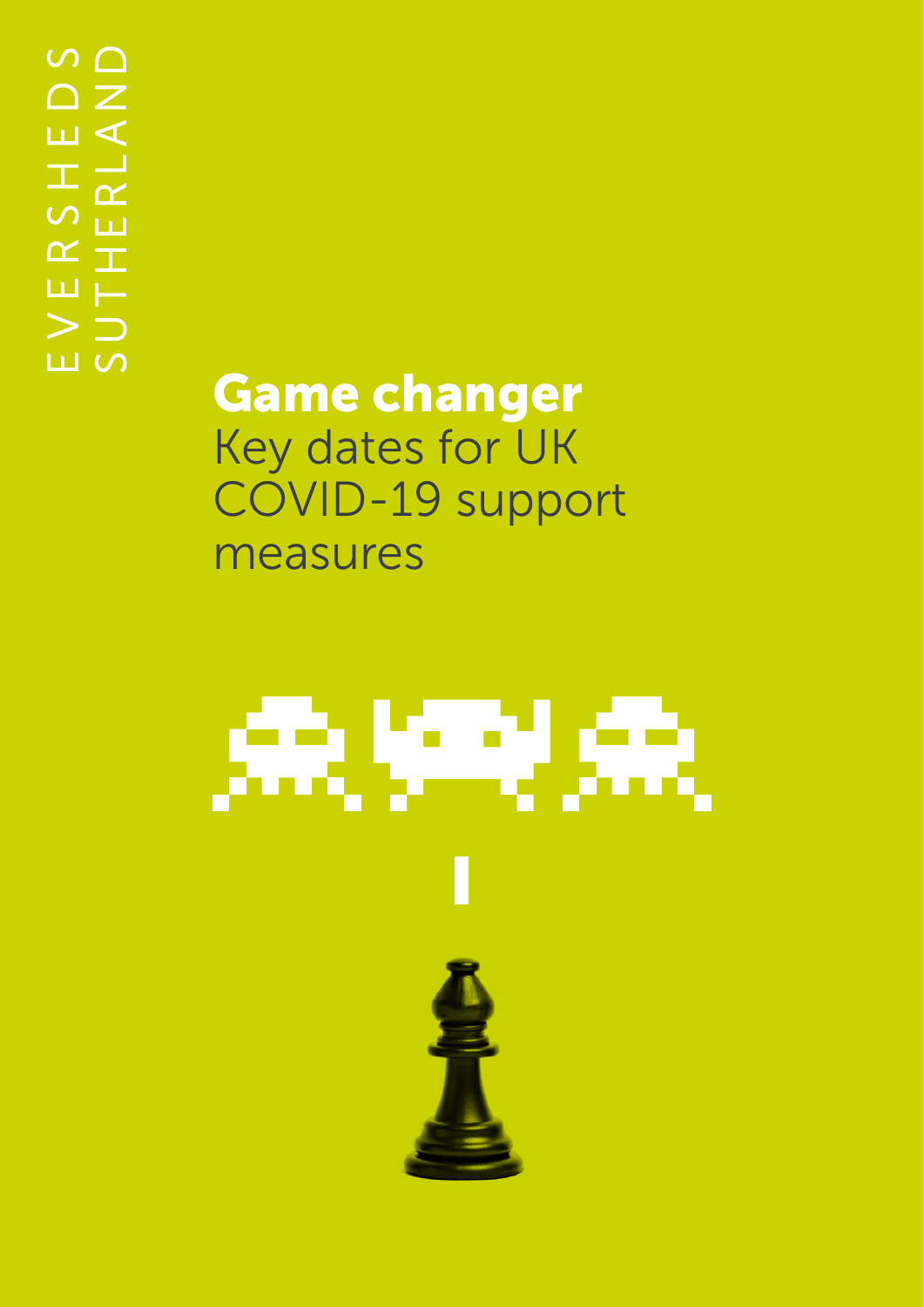EVERSHEDS SUTHERLAND

# Game changer

Key dates for UK COVID-19 support measures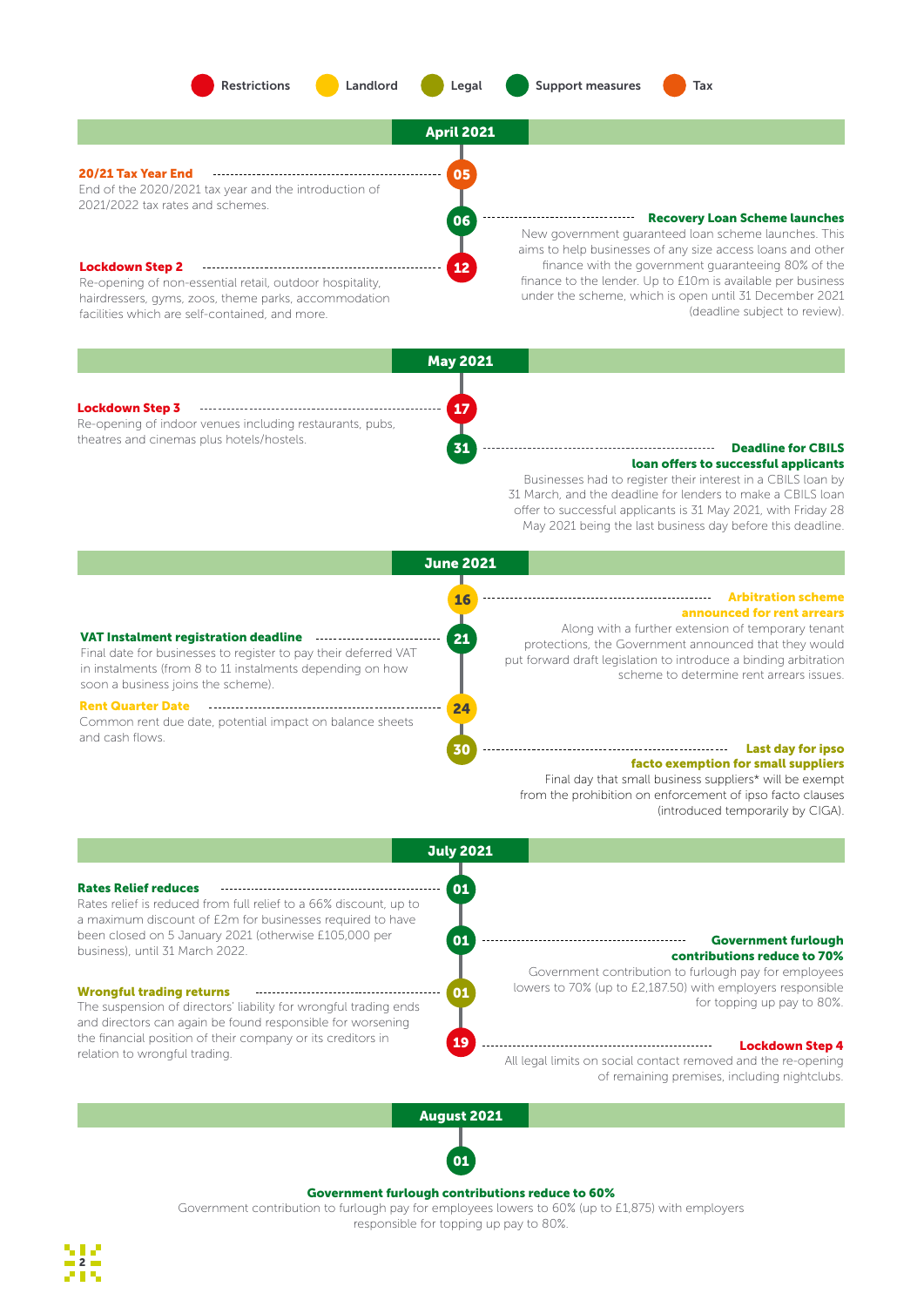Restrictions | Landlord | Legal | Support measures | Tax

## April 2021

**05 — 20/21 Tax Year End**
End of the 2020/2021 tax year and the introduction of 2021/2022 tax rates and schemes.

**06 — Recovery Loan Scheme launches**
New government guaranteed loan scheme launches. This aims to help businesses of any size access loans and other finance with the government guaranteeing 80% of the finance to the lender. Up to £10m is available per business under the scheme, which is open until 31 December 2021 (deadline subject to review).

**12 — Lockdown Step 2**
Re-opening of non-essential retail, outdoor hospitality, hairdressers, gyms, zoos, theme parks, accommodation facilities which are self-contained, and more.

## May 2021

**17 — Lockdown Step 3**
Re-opening of indoor venues including restaurants, pubs, theatres and cinemas plus hotels/hostels.

**31 — Deadline for CBILS loan offers to successful applicants**
Businesses had to register their interest in a CBILS loan by 31 March, and the deadline for lenders to make a CBILS loan offer to successful applicants is 31 May 2021, with Friday 28 May 2021 being the last business day before this deadline.

## June 2021

**16 — Arbitration scheme announced for rent arrears**
Along with a further extension of temporary tenant protections, the Government announced that they would put forward draft legislation to introduce a binding arbitration scheme to determine rent arrears issues.

**21 — VAT Instalment registration deadline**
Final date for businesses to register to pay their deferred VAT in instalments (from 8 to 11 instalments depending on how soon a business joins the scheme).

**24 — Rent Quarter Date**
Common rent due date, potential impact on balance sheets and cash flows.

**30 — Last day for ipso facto exemption for small suppliers**
Final day that small business suppliers* will be exempt from the prohibition on enforcement of ipso facto clauses (introduced temporarily by CIGA).

## July 2021

**01 — Rates Relief reduces**
Rates relief is reduced from full relief to a 66% discount, up to a maximum discount of £2m for businesses required to have been closed on 5 January 2021 (otherwise £105,000 per business), until 31 March 2022.

**01 — Government furlough contributions reduce to 70%**
Government contribution to furlough pay for employees lowers to 70% (up to £2,187.50) with employers responsible for topping up pay to 80%.

**01 — Wrongful trading returns**
The suspension of directors' liability for wrongful trading ends and directors can again be found responsible for worsening the financial position of their company or its creditors in relation to wrongful trading.

**19 — Lockdown Step 4**
All legal limits on social contact removed and the re-opening of remaining premises, including nightclubs.

## August 2021

**01 — Government furlough contributions reduce to 60%**
Government contribution to furlough pay for employees lowers to 60% (up to £1,875) with employers responsible for topping up pay to 80%.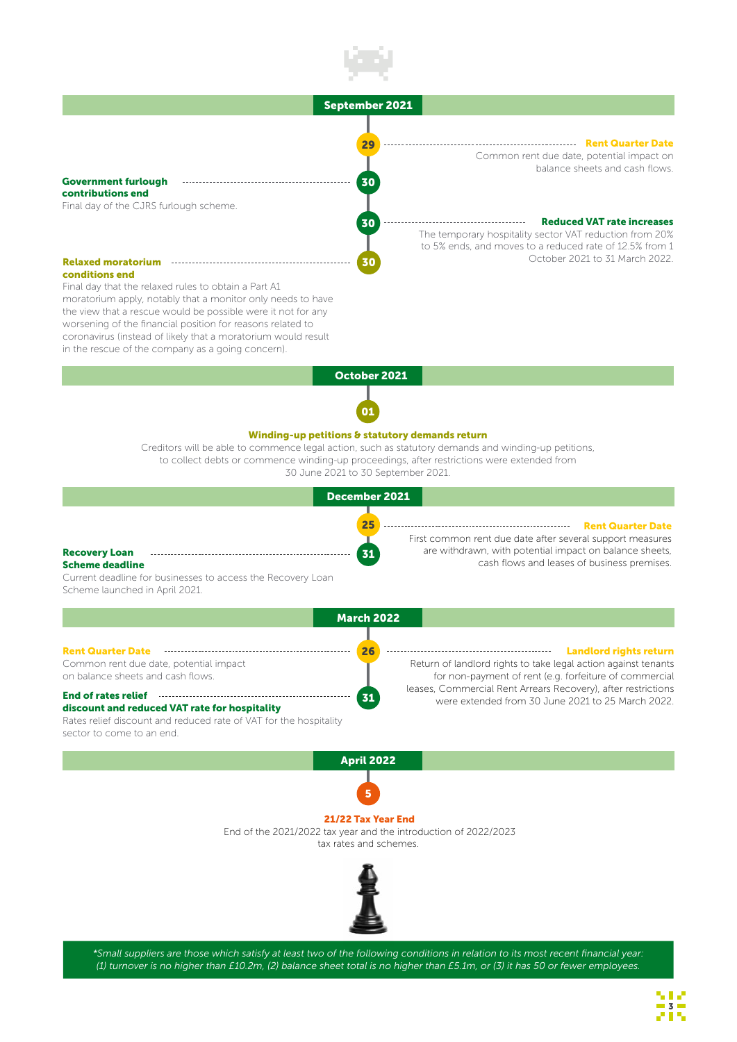## September 2021

**29 — Rent Quarter Date**
Common rent due date, potential impact on balance sheets and cash flows.

**30 — Government furlough contributions end**
Final day of the CJRS furlough scheme.

**30 — Reduced VAT rate increases**
The temporary hospitality sector VAT reduction from 20% to 5% ends, and moves to a reduced rate of 12.5% from 1 October 2021 to 31 March 2022.

**30 — Relaxed moratorium conditions end**
Final day that the relaxed rules to obtain a Part A1 moratorium apply, notably that a monitor only needs to have the view that a rescue would be possible were it not for any worsening of the financial position for reasons related to coronavirus (instead of likely that a moratorium would result in the rescue of the company as a going concern).

## October 2021

**01 — Winding-up petitions & statutory demands return**
Creditors will be able to commence legal action, such as statutory demands and winding-up petitions, to collect debts or commence winding-up proceedings, after restrictions were extended from 30 June 2021 to 30 September 2021.

## December 2021

**25 — Rent Quarter Date**
First common rent due date after several support measures are withdrawn, with potential impact on balance sheets, cash flows and leases of business premises.

**31 — Recovery Loan Scheme deadline**
Current deadline for businesses to access the Recovery Loan Scheme launched in April 2021.

## March 2022

**26 — Rent Quarter Date**
Common rent due date, potential impact on balance sheets and cash flows.

**26 — Landlord rights return**
Return of landlord rights to take legal action against tenants for non-payment of rent (e.g. forfeiture of commercial leases, Commercial Rent Arrears Recovery), after restrictions were extended from 30 June 2021 to 25 March 2022.

**31 — End of rates relief discount and reduced VAT rate for hospitality**
Rates relief discount and reduced rate of VAT for the hospitality sector to come to an end.

## April 2022

**5 — 21/22 Tax Year End**
End of the 2021/2022 tax year and the introduction of 2022/2023 tax rates and schemes.

*\*Small suppliers are those which satisfy at least two of the following conditions in relation to its most recent financial year: (1) turnover is no higher than £10.2m, (2) balance sheet total is no higher than £5.1m, or (3) it has 50 or fewer employees.*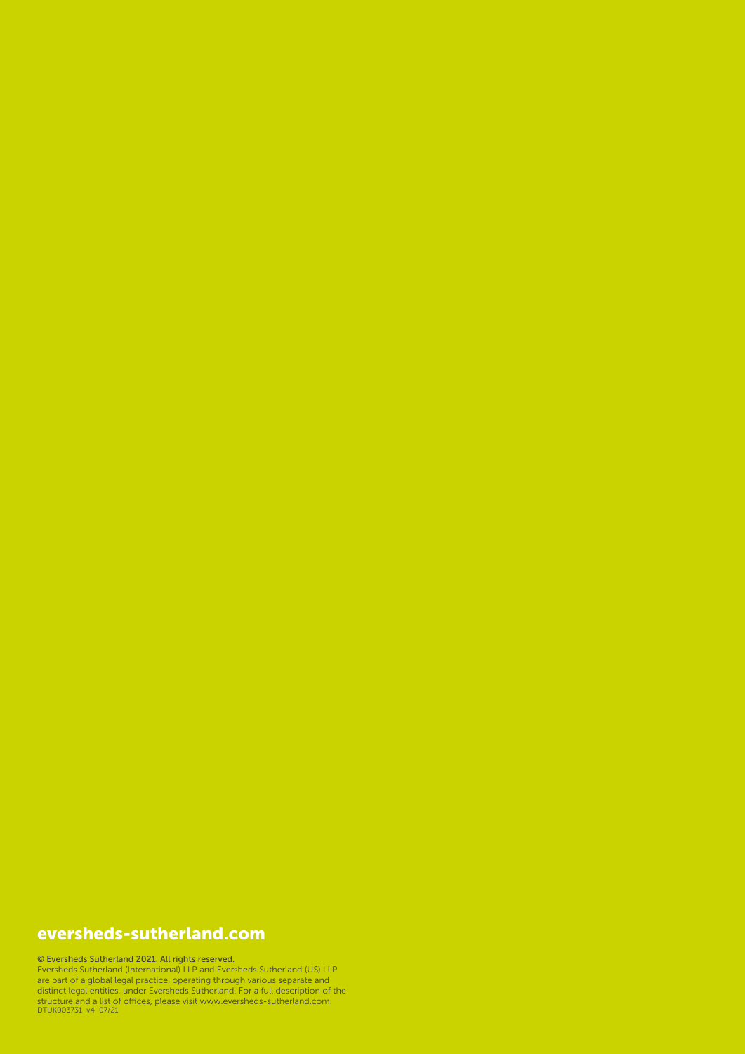## eversheds-sutherland.com

© Eversheds Sutherland 2021. All rights reserved.
Eversheds Sutherland (International) LLP and Eversheds Sutherland (US) LLP are part of a global legal practice, operating through various separate and distinct legal entities, under Eversheds Sutherland. For a full description of the structure and a list of offices, please visit www.eversheds-sutherland.com.
DTUK003731_v4_07/21